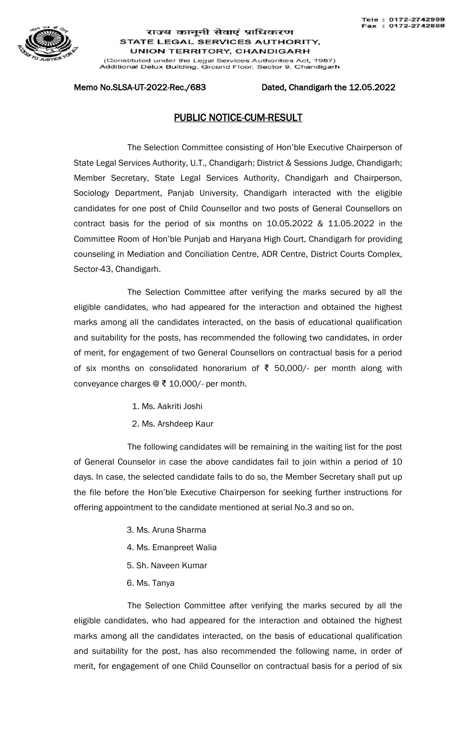Tele : 0172-2742999
Fax : 0172-2742888

राज्य कानूनी सेवाएं प्राधिकरण
STATE LEGAL SERVICES AUTHORITY,
UNION TERRITORY, CHANDIGARH
(Constituted under the Legal Services Authorities Act, 1987)
Additional Delux Building, Ground Floor, Sector 9, Chandigarh

Memo No.SLSA-UT-2022-Rec./683 Dated, Chandigarh the 12.05.2022

## PUBLIC NOTICE-CUM-RESULT

The Selection Committee consisting of Hon'ble Executive Chairperson of State Legal Services Authority, U.T., Chandigarh; District & Sessions Judge, Chandigarh; Member Secretary, State Legal Services Authority, Chandigarh and Chairperson, Sociology Department, Panjab University, Chandigarh interacted with the eligible candidates for one post of Child Counsellor and two posts of General Counsellors on contract basis for the period of six months on 10.05.2022 & 11.05.2022 in the Committee Room of Hon'ble Punjab and Haryana High Court, Chandigarh for providing counseling in Mediation and Conciliation Centre, ADR Centre, District Courts Complex, Sector-43, Chandigarh.

The Selection Committee after verifying the marks secured by all the eligible candidates, who had appeared for the interaction and obtained the highest marks among all the candidates interacted, on the basis of educational qualification and suitability for the posts, has recommended the following two candidates, in order of merit, for engagement of two General Counsellors on contractual basis for a period of six months on consolidated honorarium of ₹ 50,000/- per month along with conveyance charges @ ₹ 10,000/- per month.

1. Ms. Aakriti Joshi
2. Ms. Arshdeep Kaur

The following candidates will be remaining in the waiting list for the post of General Counselor in case the above candidates fail to join within a period of 10 days. In case, the selected candidate fails to do so, the Member Secretary shall put up the file before the Hon'ble Executive Chairperson for seeking further instructions for offering appointment to the candidate mentioned at serial No.3 and so on.

3. Ms. Aruna Sharma
4. Ms. Emanpreet Walia
5. Sh. Naveen Kumar
6. Ms. Tanya

The Selection Committee after verifying the marks secured by all the eligible candidates, who had appeared for the interaction and obtained the highest marks among all the candidates interacted, on the basis of educational qualification and suitability for the post, has also recommended the following name, in order of merit, for engagement of one Child Counsellor on contractual basis for a period of six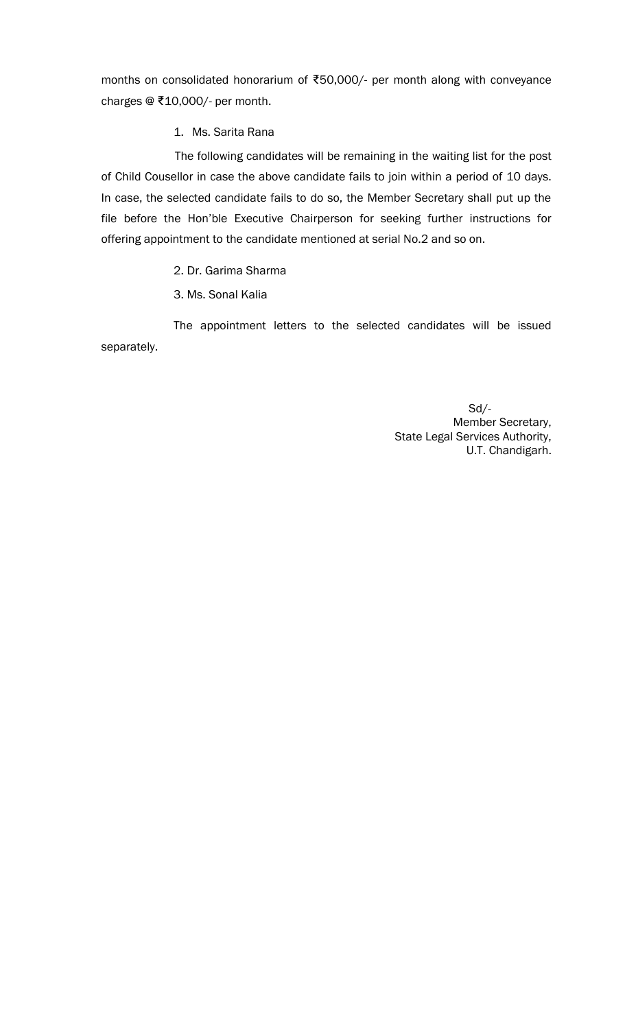months on consolidated honorarium of ₹50,000/- per month along with conveyance charges @ ₹10,000/- per month.

1. Ms. Sarita Rana

The following candidates will be remaining in the waiting list for the post of Child Cousellor in case the above candidate fails to join within a period of 10 days. In case, the selected candidate fails to do so, the Member Secretary shall put up the file before the Hon'ble Executive Chairperson for seeking further instructions for offering appointment to the candidate mentioned at serial No.2 and so on.

2. Dr. Garima Sharma

3. Ms. Sonal Kalia

The appointment letters to the selected candidates will be issued separately.

Sd/-
Member Secretary,
State Legal Services Authority,
U.T. Chandigarh.